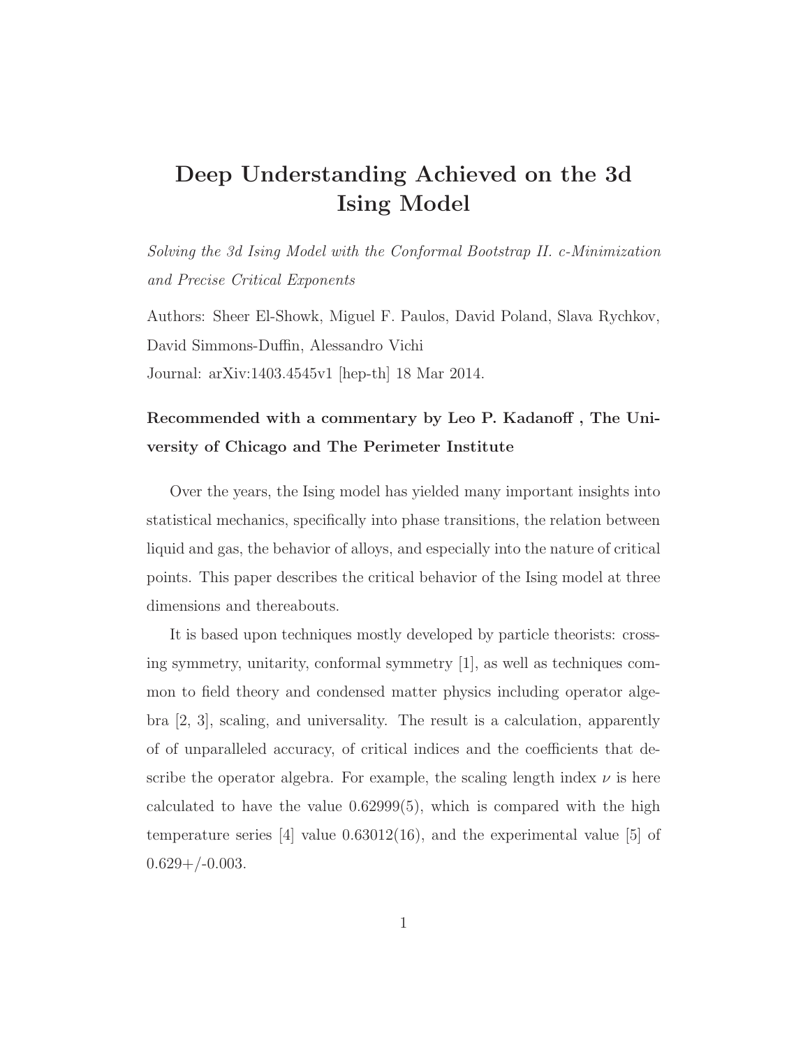# Deep Understanding Achieved on the 3d Ising Model

*Solving the 3d Ising Model with the Conformal Bootstrap II. c-Minimization and Precise Critical Exponents*

Authors: Sheer El-Showk, Miguel F. Paulos, David Poland, Slava Rychkov, David Simmons-Duffin, Alessandro Vichi

Journal: arXiv:1403.4545v1 [hep-th] 18 Mar 2014.

**Recommended with a commentary by Leo P. Kadanoff , The University of Chicago and The Perimeter Institute**

Over the years, the Ising model has yielded many important insights into statistical mechanics, specifically into phase transitions, the relation between liquid and gas, the behavior of alloys, and especially into the nature of critical points. This paper describes the critical behavior of the Ising model at three dimensions and thereabouts.

It is based upon techniques mostly developed by particle theorists: crossing symmetry, unitarity, conformal symmetry [1], as well as techniques common to field theory and condensed matter physics including operator algebra [2, 3], scaling, and universality. The result is a calculation, apparently of of unparalleled accuracy, of critical indices and the coefficients that describe the operator algebra. For example, the scaling length index $\nu$ is here calculated to have the value 0.62999(5), which is compared with the high temperature series [4] value 0.63012(16), and the experimental value [5] of 0.629+/-0.003.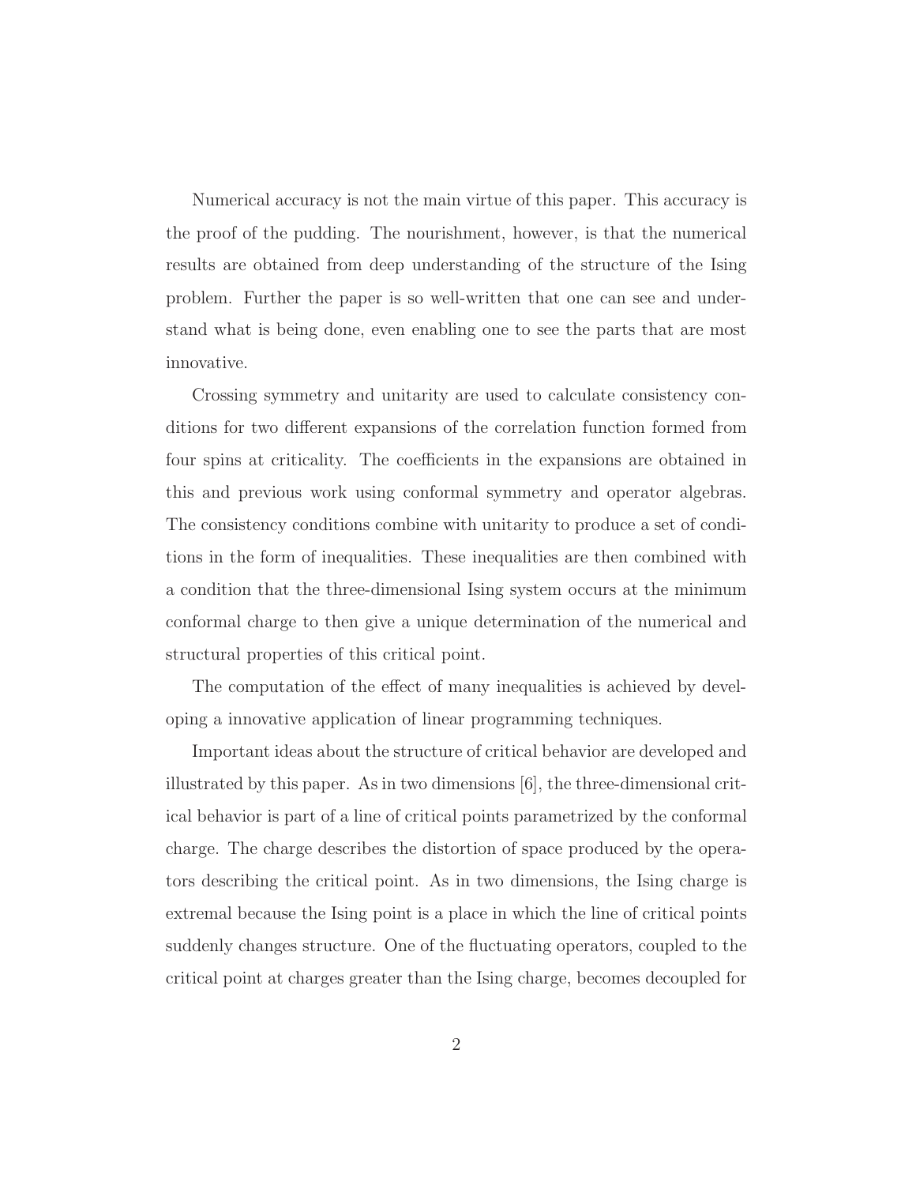Numerical accuracy is not the main virtue of this paper. This accuracy is the proof of the pudding. The nourishment, however, is that the numerical results are obtained from deep understanding of the structure of the Ising problem. Further the paper is so well-written that one can see and understand what is being done, even enabling one to see the parts that are most innovative.

Crossing symmetry and unitarity are used to calculate consistency conditions for two different expansions of the correlation function formed from four spins at criticality. The coefficients in the expansions are obtained in this and previous work using conformal symmetry and operator algebras. The consistency conditions combine with unitarity to produce a set of conditions in the form of inequalities. These inequalities are then combined with a condition that the three-dimensional Ising system occurs at the minimum conformal charge to then give a unique determination of the numerical and structural properties of this critical point.

The computation of the effect of many inequalities is achieved by developing a innovative application of linear programming techniques.

Important ideas about the structure of critical behavior are developed and illustrated by this paper. As in two dimensions [6], the three-dimensional critical behavior is part of a line of critical points parametrized by the conformal charge. The charge describes the distortion of space produced by the operators describing the critical point. As in two dimensions, the Ising charge is extremal because the Ising point is a place in which the line of critical points suddenly changes structure. One of the fluctuating operators, coupled to the critical point at charges greater than the Ising charge, becomes decoupled for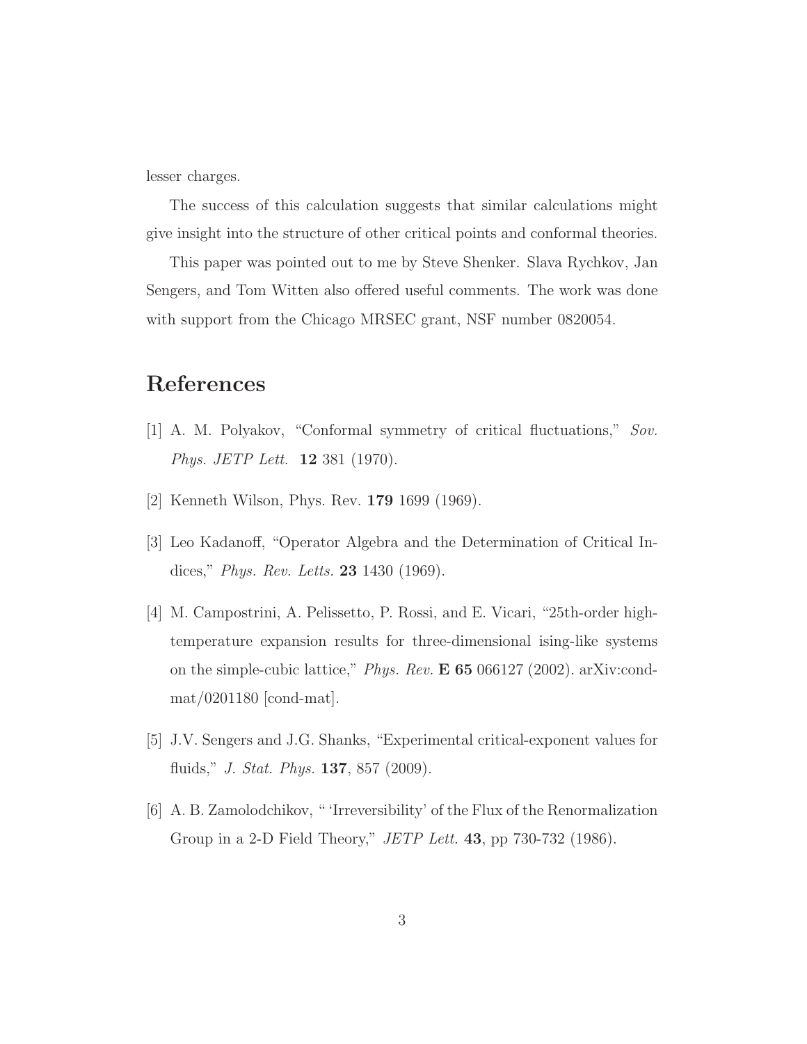lesser charges.

The success of this calculation suggests that similar calculations might give insight into the structure of other critical points and conformal theories.

This paper was pointed out to me by Steve Shenker. Slava Rychkov, Jan Sengers, and Tom Witten also offered useful comments. The work was done with support from the Chicago MRSEC grant, NSF number 0820054.

# References

[1] A. M. Polyakov, "Conformal symmetry of critical fluctuations," *Sov. Phys. JETP Lett.* **12** 381 (1970).

[2] Kenneth Wilson, Phys. Rev. **179** 1699 (1969).

[3] Leo Kadanoff, "Operator Algebra and the Determination of Critical Indices," *Phys. Rev. Letts.* **23** 1430 (1969).

[4] M. Campostrini, A. Pelissetto, P. Rossi, and E. Vicari, "25th-order high-temperature expansion results for three-dimensional ising-like systems on the simple-cubic lattice," *Phys. Rev.* **E 65** 066127 (2002). arXiv:cond-mat/0201180 [cond-mat].

[5] J.V. Sengers and J.G. Shanks, "Experimental critical-exponent values for fluids," *J. Stat. Phys.* **137**, 857 (2009).

[6] A. B. Zamolodchikov, " 'Irreversibility' of the Flux of the Renormalization Group in a 2-D Field Theory," *JETP Lett.* **43**, pp 730-732 (1986).